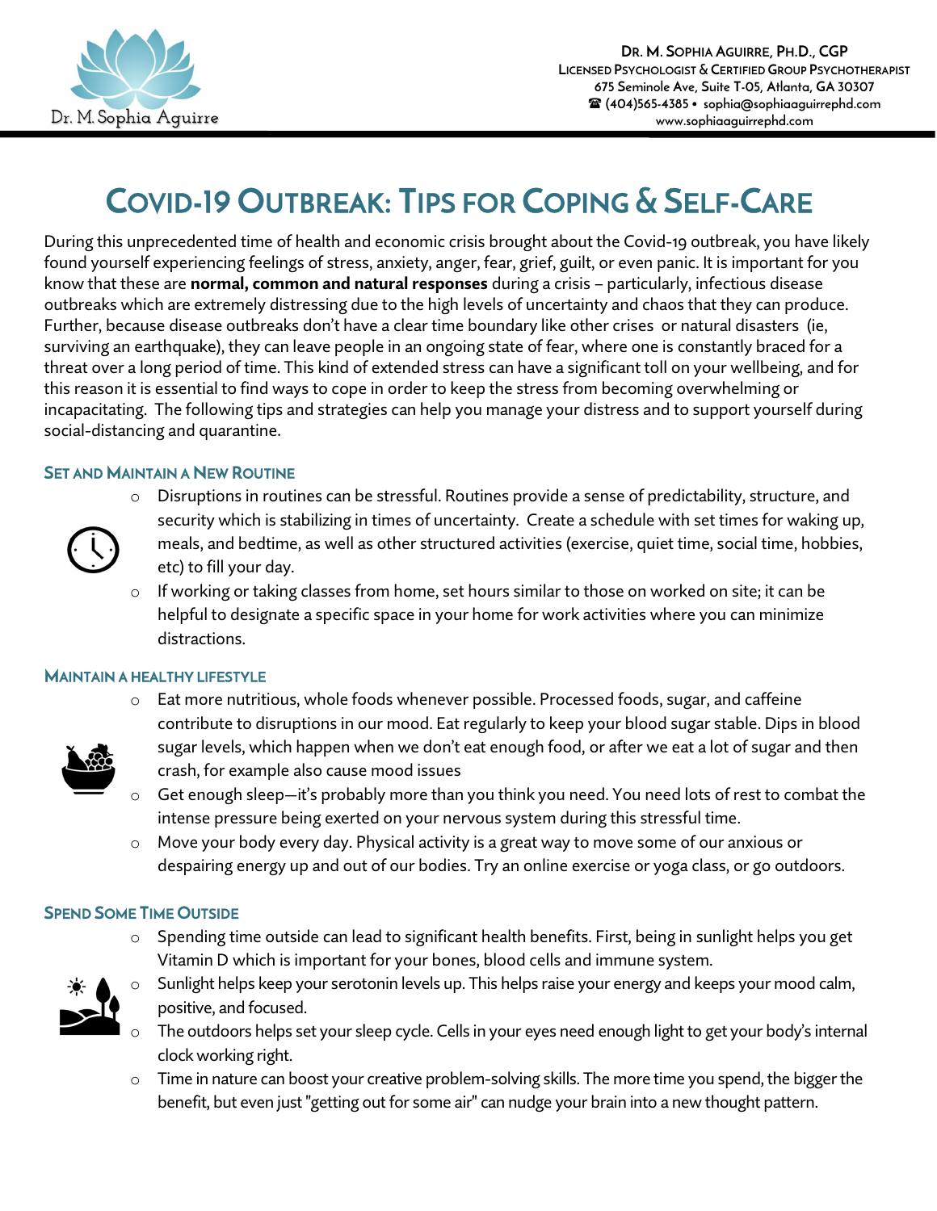Dr. M. Sophia Aguirre

**Dr. M. Sophia Aguirre, Ph.D., CGP**
Licensed Psychologist & Certified Group Psychotherapist
675 Seminole Ave, Suite T-05, Atlanta, GA 30307
☎ (404)565-4385 • sophia@sophiaaguirrephd.com
www.sophiaaguirrephd.com

# COVID-19 Outbreak: Tips for Coping & Self-Care

During this unprecedented time of health and economic crisis brought about the Covid-19 outbreak, you have likely found yourself experiencing feelings of stress, anxiety, anger, fear, grief, guilt, or even panic. It is important for you know that these are **normal, common and natural responses** during a crisis – particularly, infectious disease outbreaks which are extremely distressing due to the high levels of uncertainty and chaos that they can produce. Further, because disease outbreaks don't have a clear time boundary like other crises or natural disasters (ie, surviving an earthquake), they can leave people in an ongoing state of fear, where one is constantly braced for a threat over a long period of time. This kind of extended stress can have a significant toll on your wellbeing, and for this reason it is essential to find ways to cope in order to keep the stress from becoming overwhelming or incapacitating. The following tips and strategies can help you manage your distress and to support yourself during social-distancing and quarantine.

## Set and Maintain a New Routine

- Disruptions in routines can be stressful. Routines provide a sense of predictability, structure, and security which is stabilizing in times of uncertainty. Create a schedule with set times for waking up, meals, and bedtime, as well as other structured activities (exercise, quiet time, social time, hobbies, etc) to fill your day.
- If working or taking classes from home, set hours similar to those on worked on site; it can be helpful to designate a specific space in your home for work activities where you can minimize distractions.

## Maintain a Healthy Lifestyle

- Eat more nutritious, whole foods whenever possible. Processed foods, sugar, and caffeine contribute to disruptions in our mood. Eat regularly to keep your blood sugar stable. Dips in blood sugar levels, which happen when we don't eat enough food, or after we eat a lot of sugar and then crash, for example also cause mood issues
- Get enough sleep—it's probably more than you think you need. You need lots of rest to combat the intense pressure being exerted on your nervous system during this stressful time.
- Move your body every day. Physical activity is a great way to move some of our anxious or despairing energy up and out of our bodies. Try an online exercise or yoga class, or go outdoors.

## Spend Some Time Outside

- Spending time outside can lead to significant health benefits. First, being in sunlight helps you get Vitamin D which is important for your bones, blood cells and immune system.
- Sunlight helps keep your serotonin levels up. This helps raise your energy and keeps your mood calm, positive, and focused.
- The outdoors helps set your sleep cycle. Cells in your eyes need enough light to get your body's internal clock working right.
- Time in nature can boost your creative problem-solving skills. The more time you spend, the bigger the benefit, but even just "getting out for some air" can nudge your brain into a new thought pattern.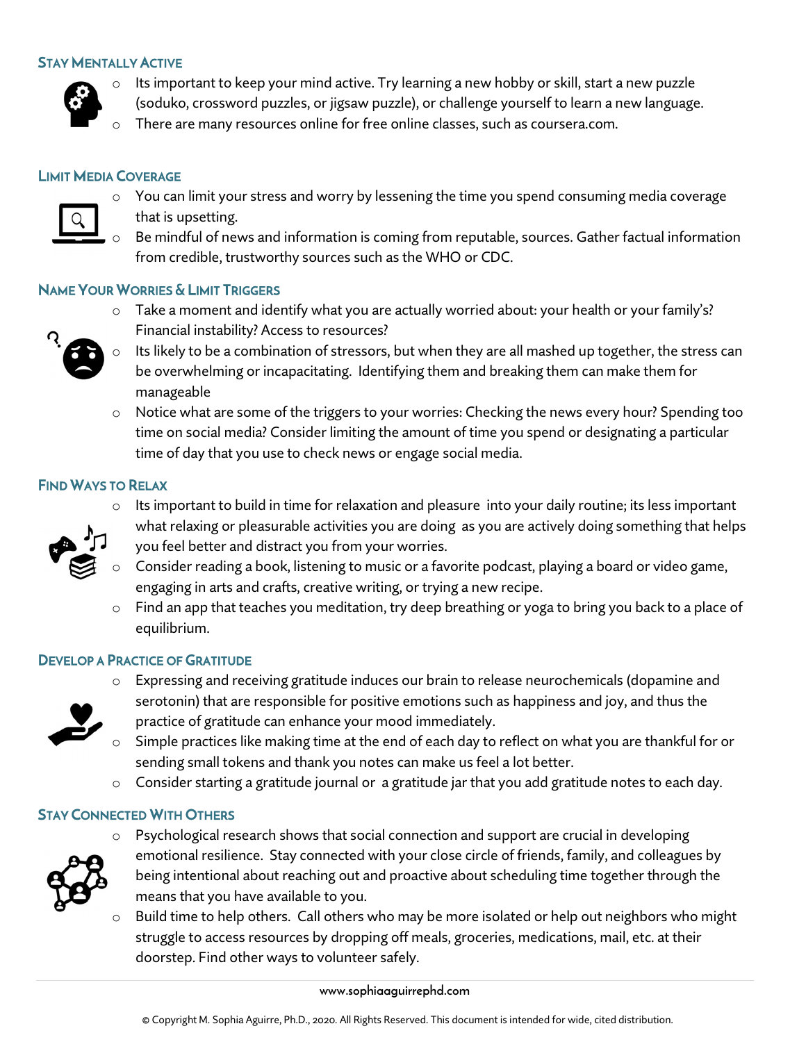### Stay Mentally Active

- Its important to keep your mind active. Try learning a new hobby or skill, start a new puzzle (soduko, crossword puzzles, or jigsaw puzzle), or challenge yourself to learn a new language.
- There are many resources online for free online classes, such as coursera.com.

### Limit Media Coverage

- You can limit your stress and worry by lessening the time you spend consuming media coverage that is upsetting.
- Be mindful of news and information is coming from reputable, sources. Gather factual information from credible, trustworthy sources such as the WHO or CDC.

### Name Your Worries & Limit Triggers

- Take a moment and identify what you are actually worried about: your health or your family's? Financial instability? Access to resources?
- Its likely to be a combination of stressors, but when they are all mashed up together, the stress can be overwhelming or incapacitating. Identifying them and breaking them can make them for manageable
- Notice what are some of the triggers to your worries: Checking the news every hour? Spending too time on social media? Consider limiting the amount of time you spend or designating a particular time of day that you use to check news or engage social media.

### Find Ways to Relax

- Its important to build in time for relaxation and pleasure into your daily routine; its less important what relaxing or pleasurable activities you are doing as you are actively doing something that helps you feel better and distract you from your worries.
- Consider reading a book, listening to music or a favorite podcast, playing a board or video game, engaging in arts and crafts, creative writing, or trying a new recipe.
- Find an app that teaches you meditation, try deep breathing or yoga to bring you back to a place of equilibrium.

### Develop a Practice of Gratitude

- Expressing and receiving gratitude induces our brain to release neurochemicals (dopamine and serotonin) that are responsible for positive emotions such as happiness and joy, and thus the practice of gratitude can enhance your mood immediately.
- Simple practices like making time at the end of each day to reflect on what you are thankful for or sending small tokens and thank you notes can make us feel a lot better.
- Consider starting a gratitude journal or a gratitude jar that you add gratitude notes to each day.

### Stay Connected With Others

- Psychological research shows that social connection and support are crucial in developing emotional resilience. Stay connected with your close circle of friends, family, and colleagues by being intentional about reaching out and proactive about scheduling time together through the means that you have available to you.
- Build time to help others. Call others who may be more isolated or help out neighbors who might struggle to access resources by dropping off meals, groceries, medications, mail, etc. at their doorstep. Find other ways to volunteer safely.

www.sophiaaguirrephd.com

© Copyright M. Sophia Aguirre, Ph.D., 2020. All Rights Reserved. This document is intended for wide, cited distribution.